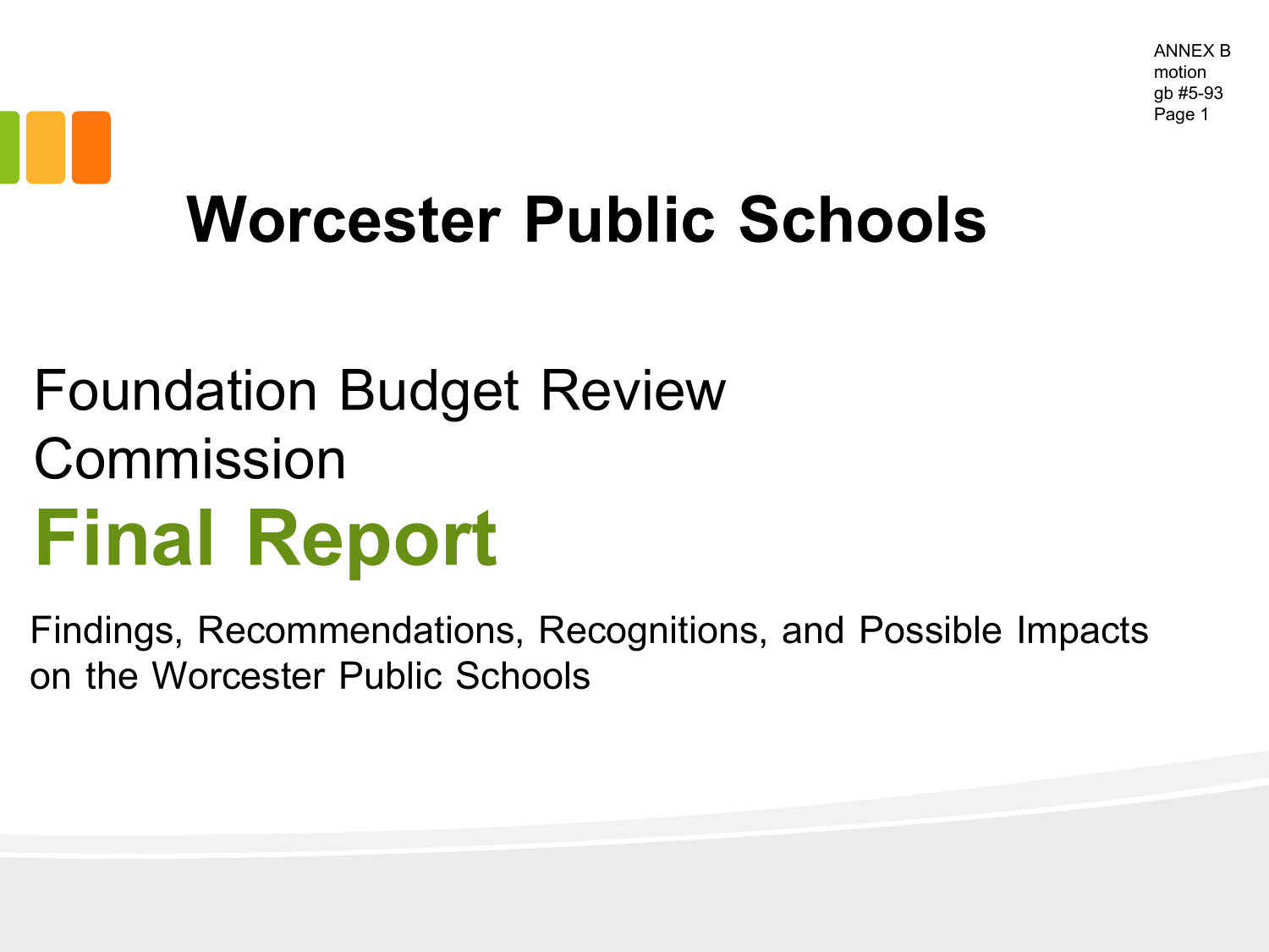ANNEX B
motion
gb #5-93
Page 1

# Worcester Public Schools

## Foundation Budget Review Commission

# Final Report

Findings, Recommendations, Recognitions, and Possible Impacts on the Worcester Public Schools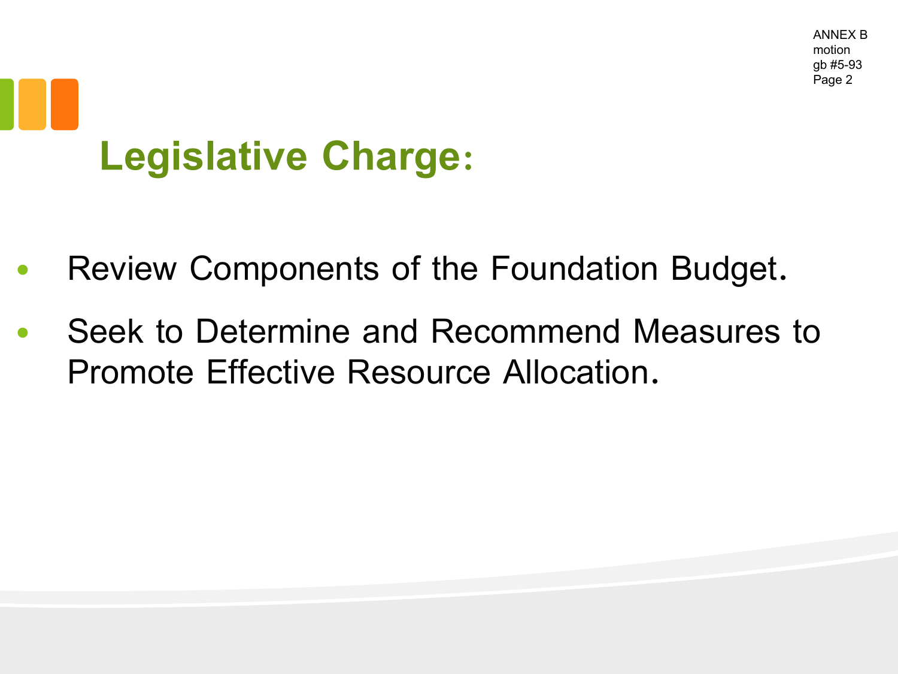## Legislative Charge:

- Review Components of the Foundation Budget.
- Seek to Determine and Recommend Measures to Promote Effective Resource Allocation.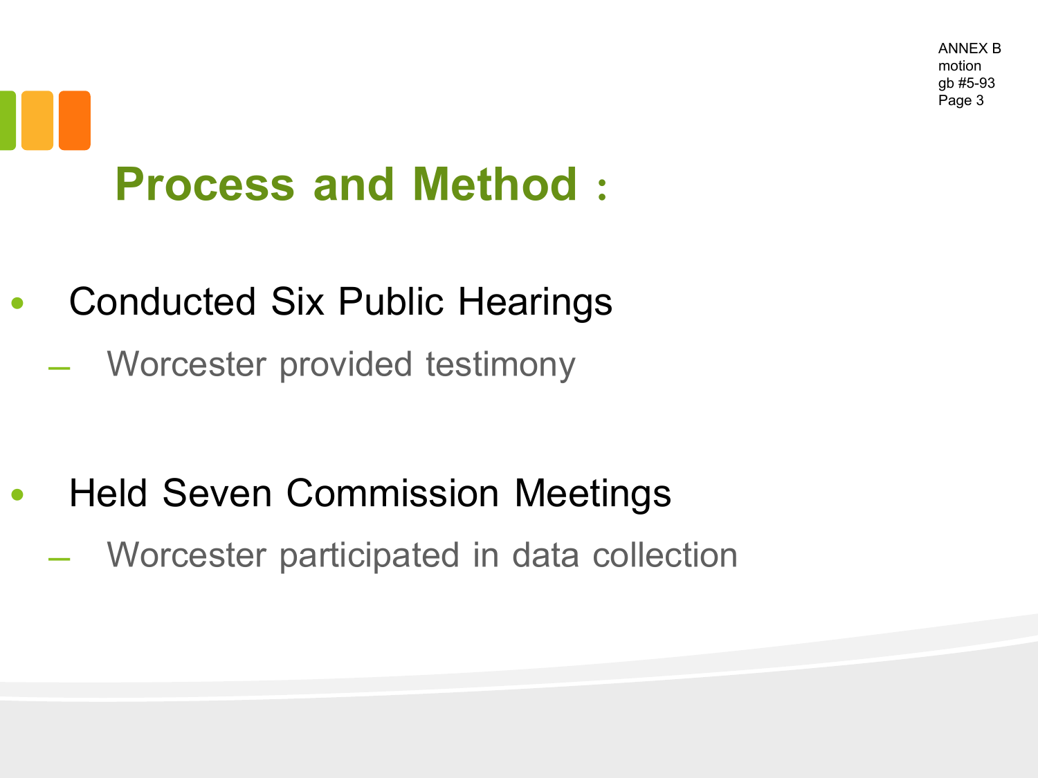ANNEX B
motion
gb #5-93
Page 3

# Process and Method :

- Conducted Six Public Hearings
  - Worcester provided testimony

- Held Seven Commission Meetings
  - Worcester participated in data collection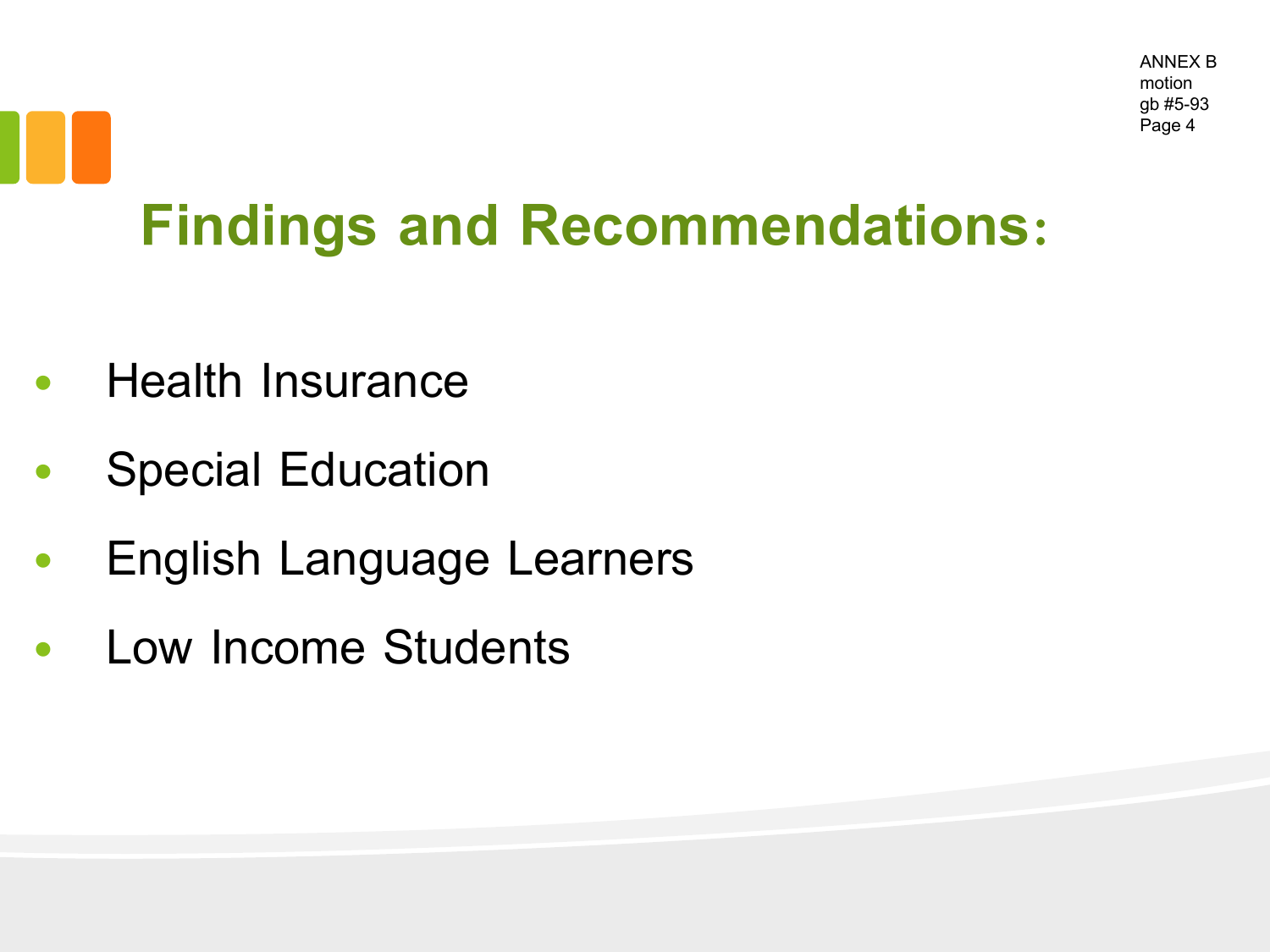# Findings and Recommendations:

- Health Insurance
- Special Education
- English Language Learners
- Low Income Students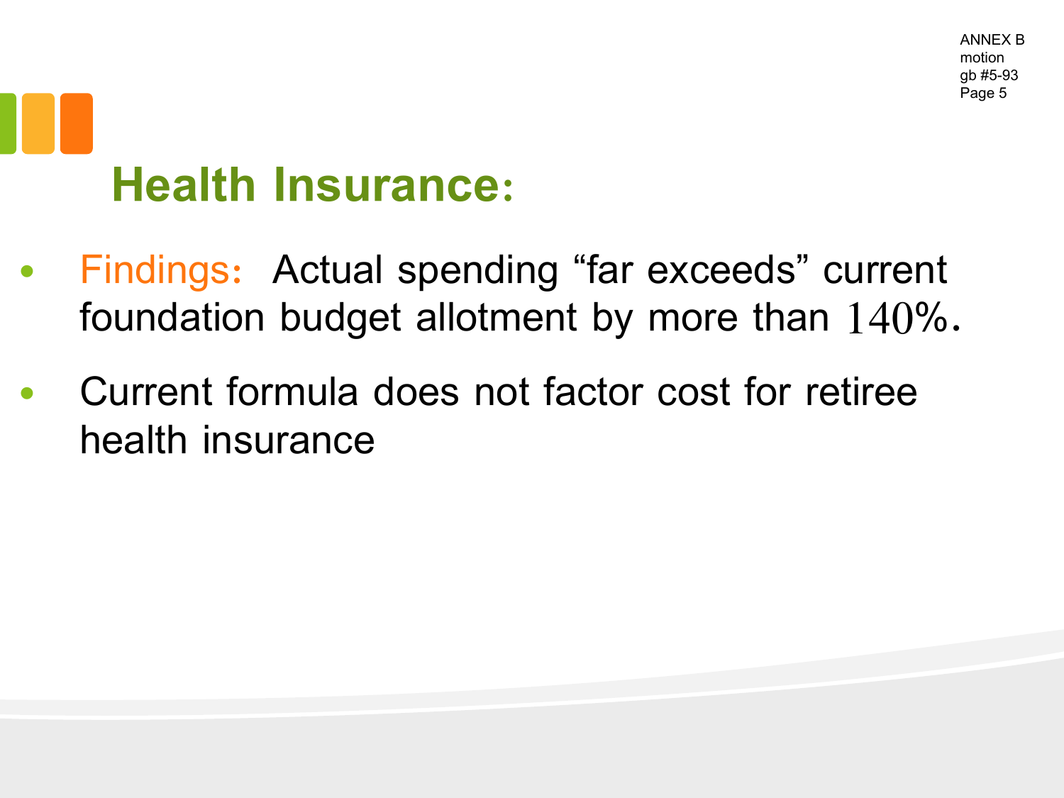ANNEX B
motion
gb #5-93
Page 5

# Health Insurance:

- Findings: Actual spending “far exceeds” current foundation budget allotment by more than 140%.
- Current formula does not factor cost for retiree health insurance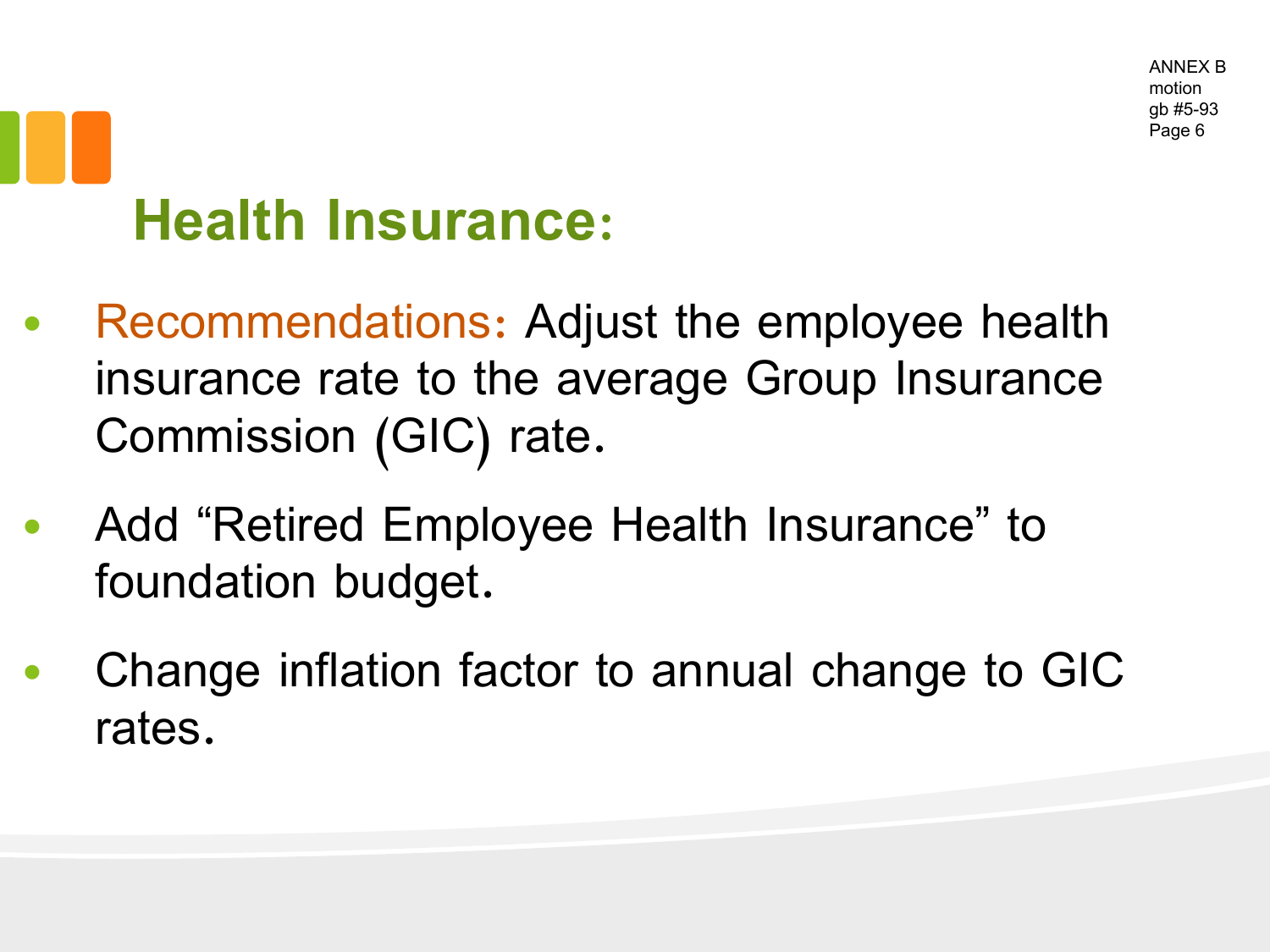ANNEX B
motion
gb #5-93
Page 6

# Health Insurance:

- Recommendations: Adjust the employee health insurance rate to the average Group Insurance Commission (GIC) rate.
- Add "Retired Employee Health Insurance" to foundation budget.
- Change inflation factor to annual change to GIC rates.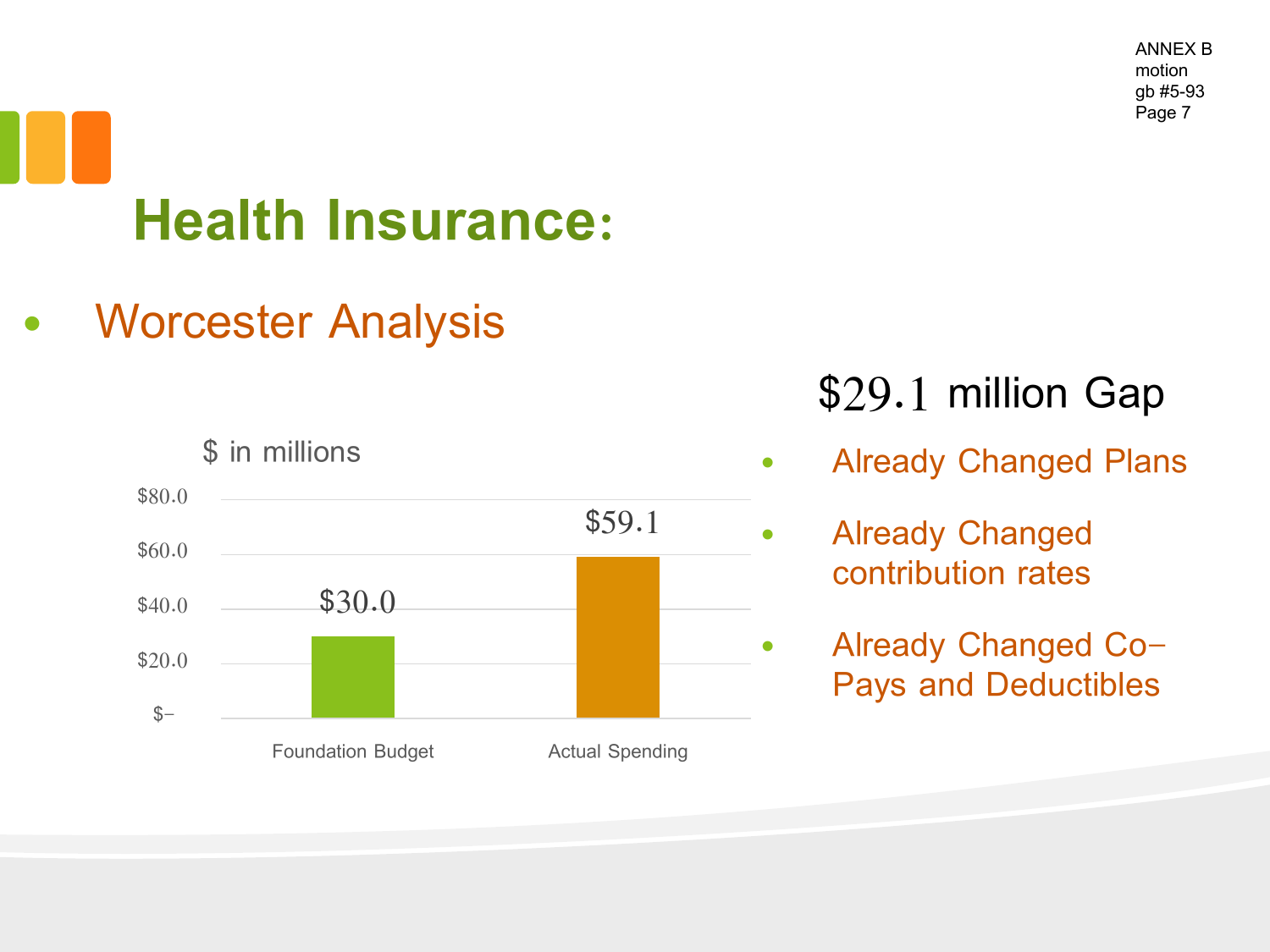ANNEX B
motion
gb #5-93

# Health Insurance:

- Worcester Analysis

$ in millions

| | Foundation Budget | Actual Spending |
|---|---|---|
| $ in millions | $30.0 | $59.1 |

## $29.1 million Gap

- Already Changed Plans
- Already Changed contribution rates
- Already Changed Co-Pays and Deductibles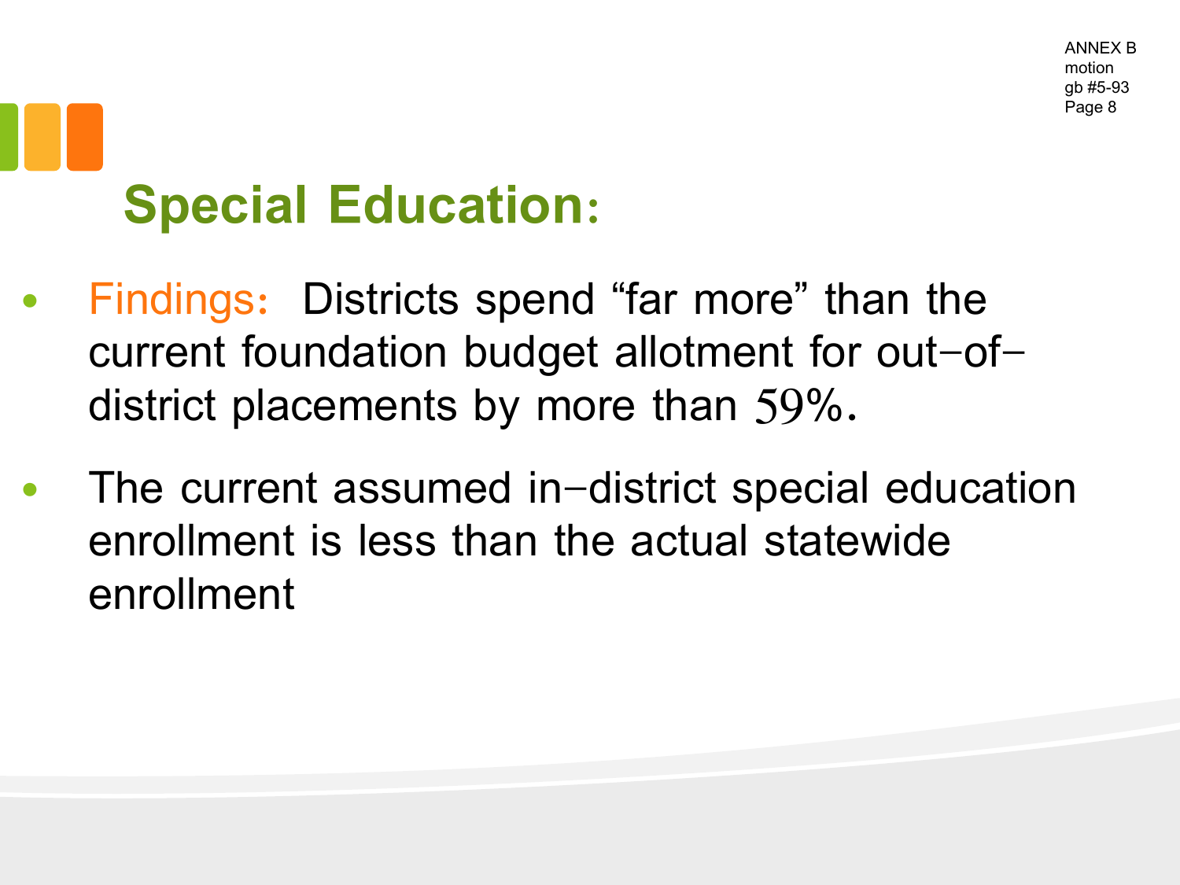ANNEX B
motion
gb #5-93
Page 8

## Special Education:

- Findings: Districts spend "far more" than the current foundation budget allotment for out–of–district placements by more than 59%.
- The current assumed in–district special education enrollment is less than the actual statewide enrollment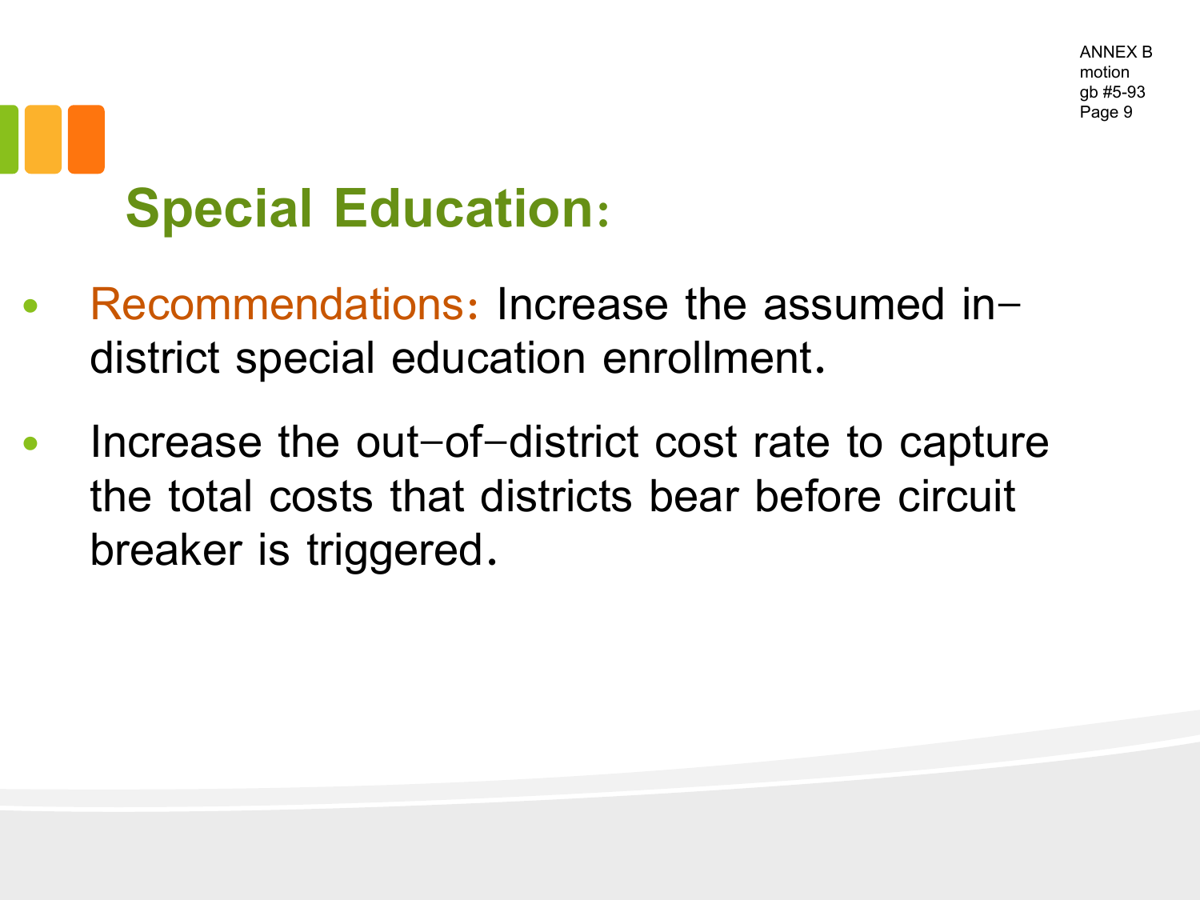# Special Education:

- Recommendations: Increase the assumed in-district special education enrollment.
- Increase the out-of-district cost rate to capture the total costs that districts bear before circuit breaker is triggered.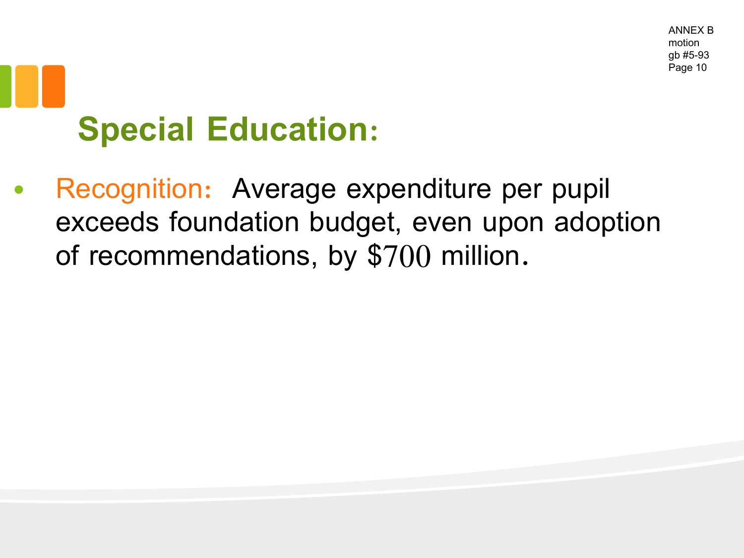## Special Education:

- Recognition: Average expenditure per pupil exceeds foundation budget, even upon adoption of recommendations, by $700 million.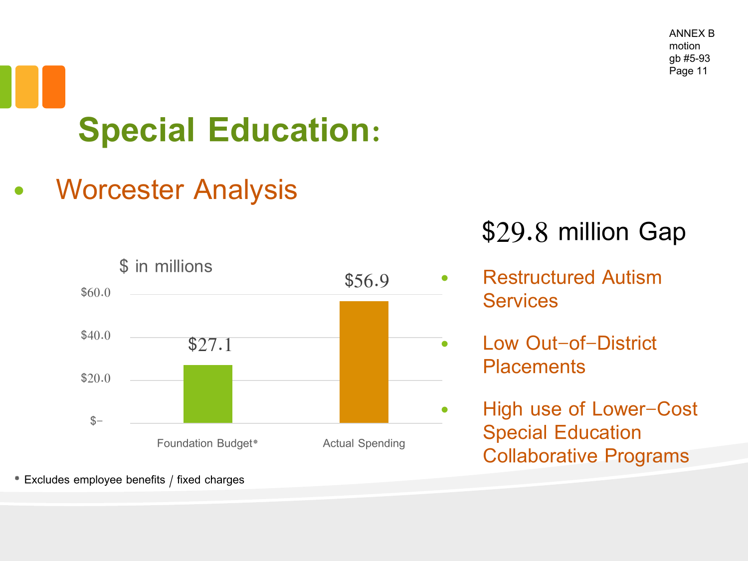ANNEX B
motion
gb #5-93

# Special Education:

- ## Worcester Analysis

$ in millions

| | Foundation Budget* | Actual Spending |
| --- | --- | --- |
| $ in millions | $27.1 | $56.9 |

## $29.8 million Gap

- Restructured Autism Services
- Low Out-of-District Placements
- High use of Lower-Cost Special Education Collaborative Programs

\* Excludes employee benefits / fixed charges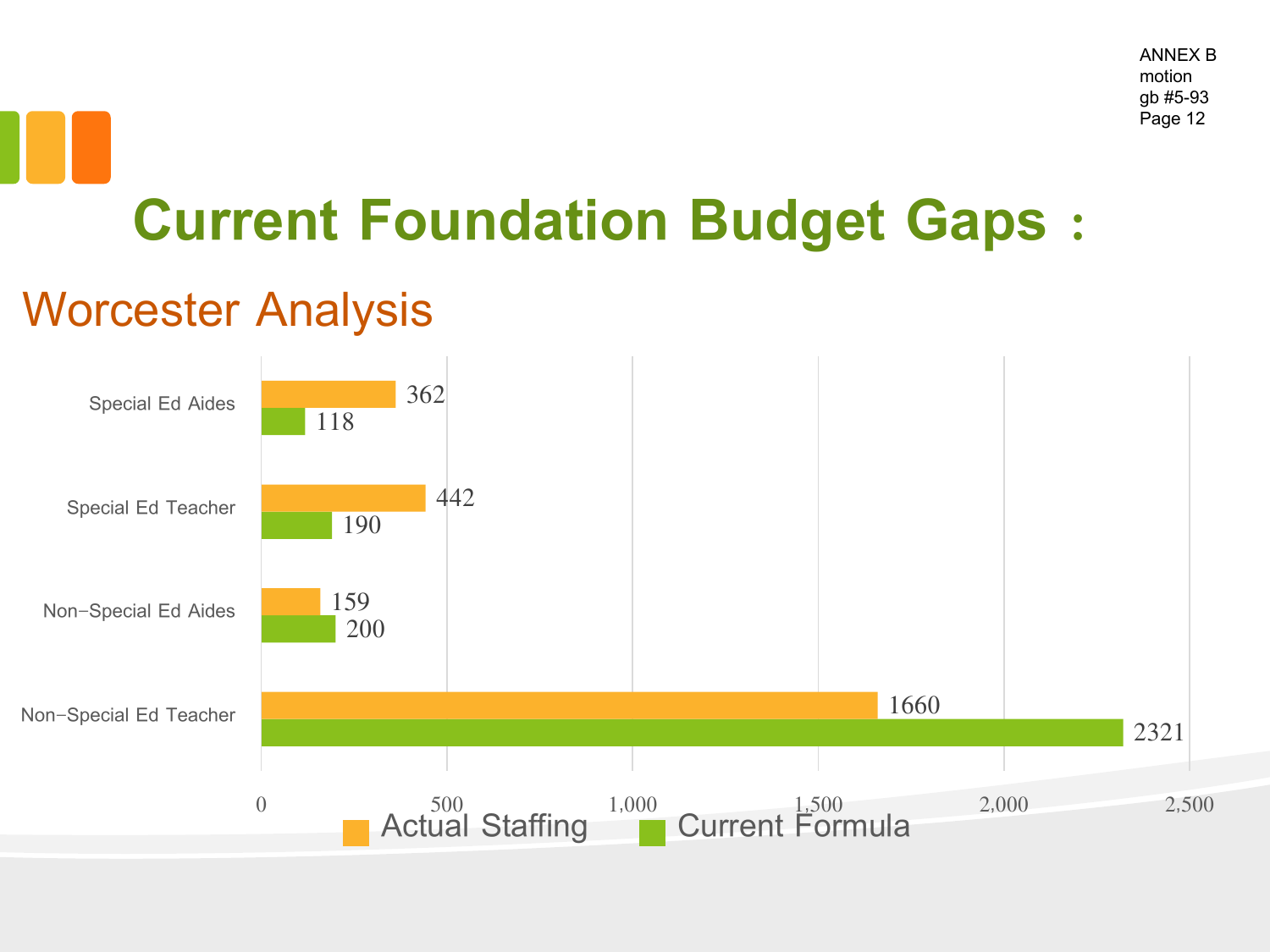ANNEX B
motion
gb #5-93
Page 12

# Current Foundation Budget Gaps :

## Worcester Analysis

| | Actual Staffing | Current Formula |
|---|---|---|
| Special Ed Aides | 362 | 118 |
| Special Ed Teacher | 442 | 190 |
| Non−Special Ed Aides | 159 | 200 |
| Non−Special Ed Teacher | 1660 | 2321 |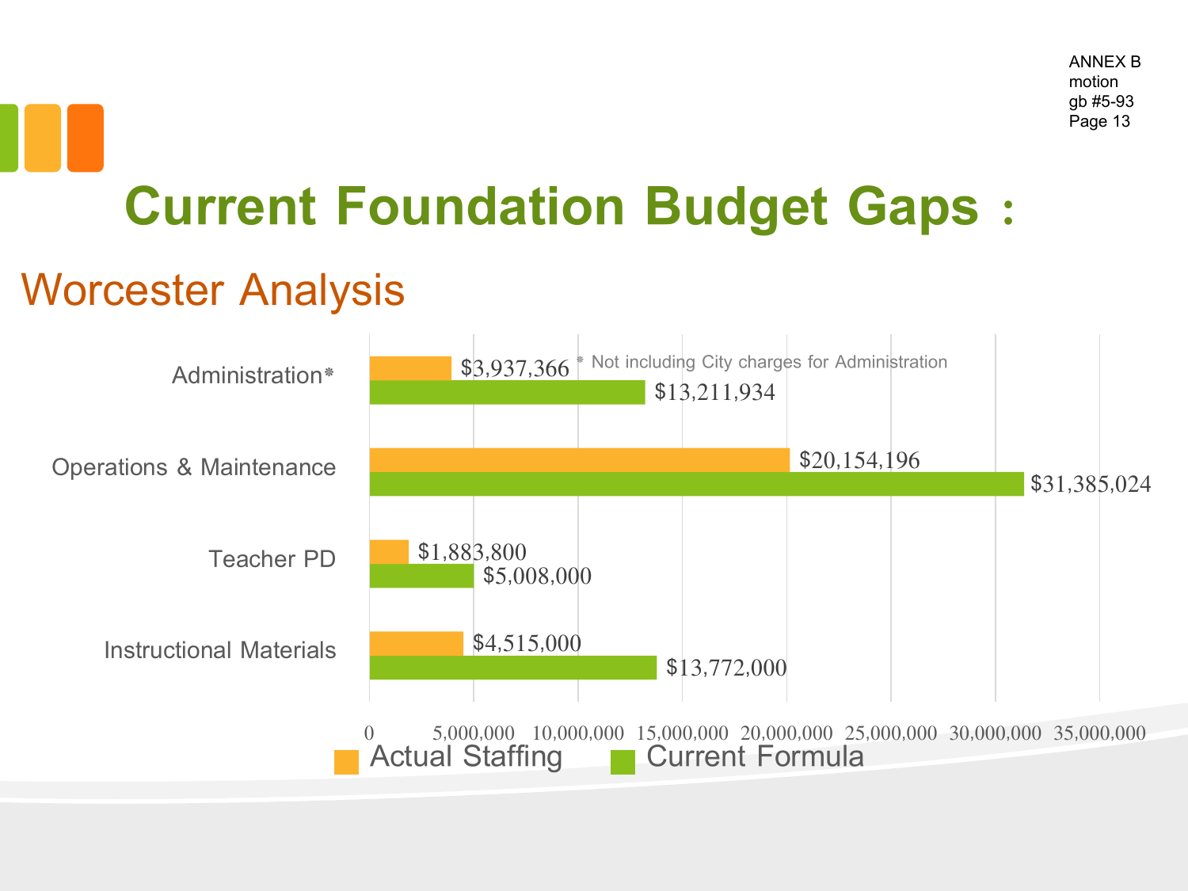ANNEX B
motion
gb #5-93

# Current Foundation Budget Gaps :

## Worcester Analysis

| Category | Actual Staffing | Current Formula |
|---|---|---|
| Administration* | $3,937,366 | $13,211,934 |
| Operations & Maintenance | $20,154,196 | $31,385,024 |
| Teacher PD | $1,883,800 | $5,008,000 |
| Instructional Materials | $4,515,000 | $13,772,000 |

\* Not including City charges for Administration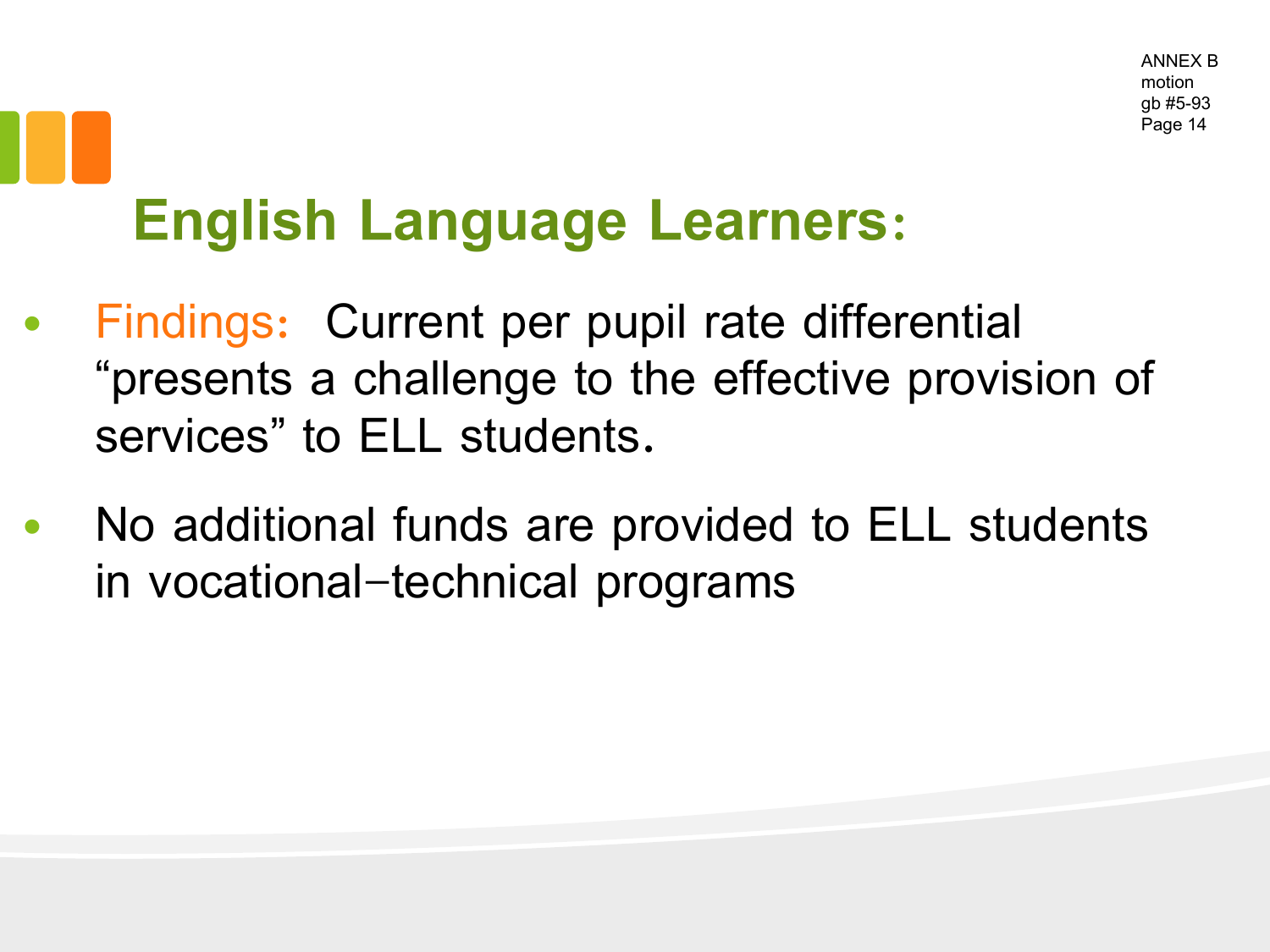ANNEX B
motion
gb #5-93
Page 14

# English Language Learners:

- Findings: Current per pupil rate differential "presents a challenge to the effective provision of services" to ELL students.
- No additional funds are provided to ELL students in vocational–technical programs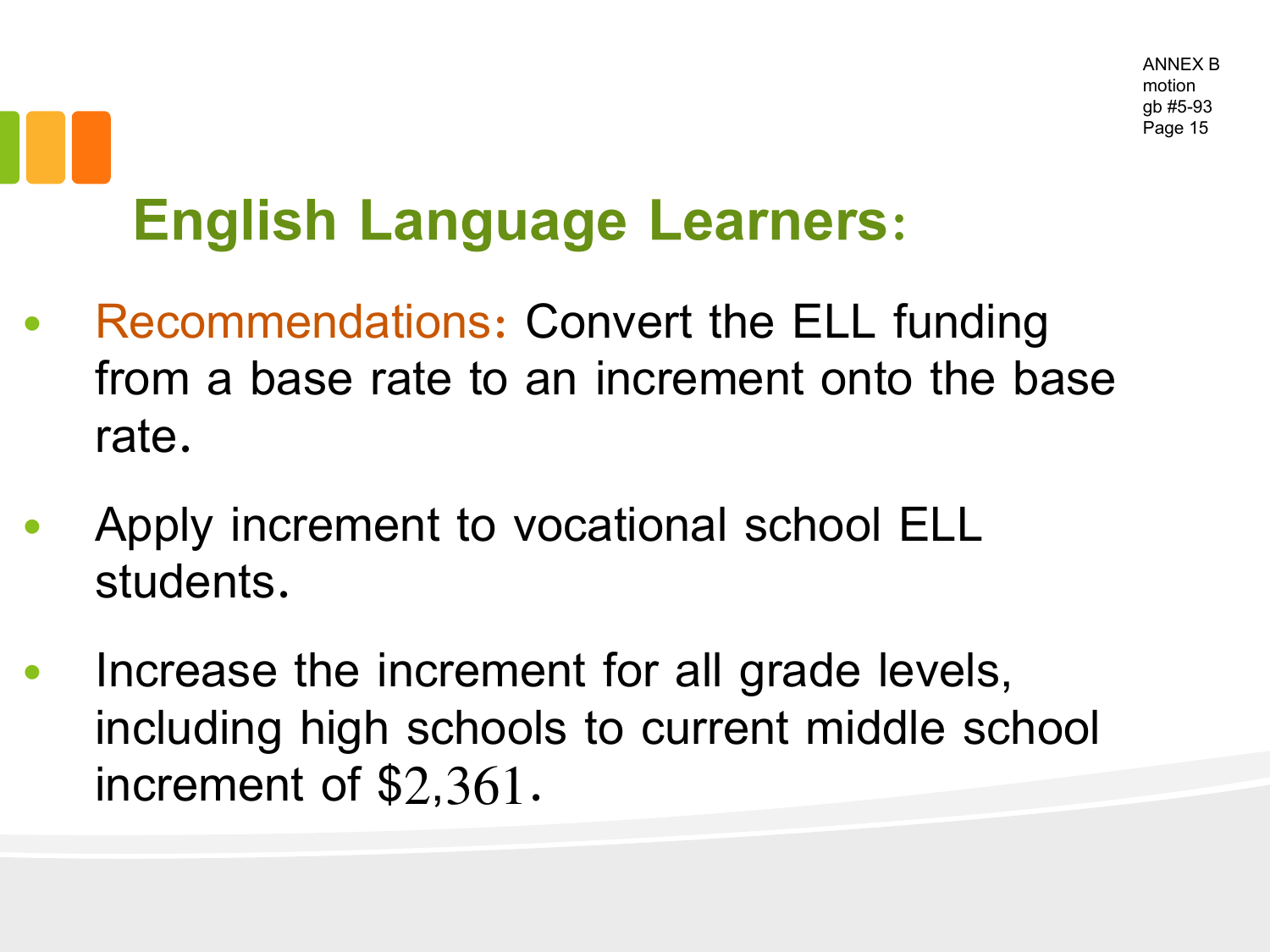ANNEX B
motion
gb #5-93
Page 15

# English Language Learners:

- Recommendations: Convert the ELL funding from a base rate to an increment onto the base rate.
- Apply increment to vocational school ELL students.
- Increase the increment for all grade levels, including high schools to current middle school increment of $2,361.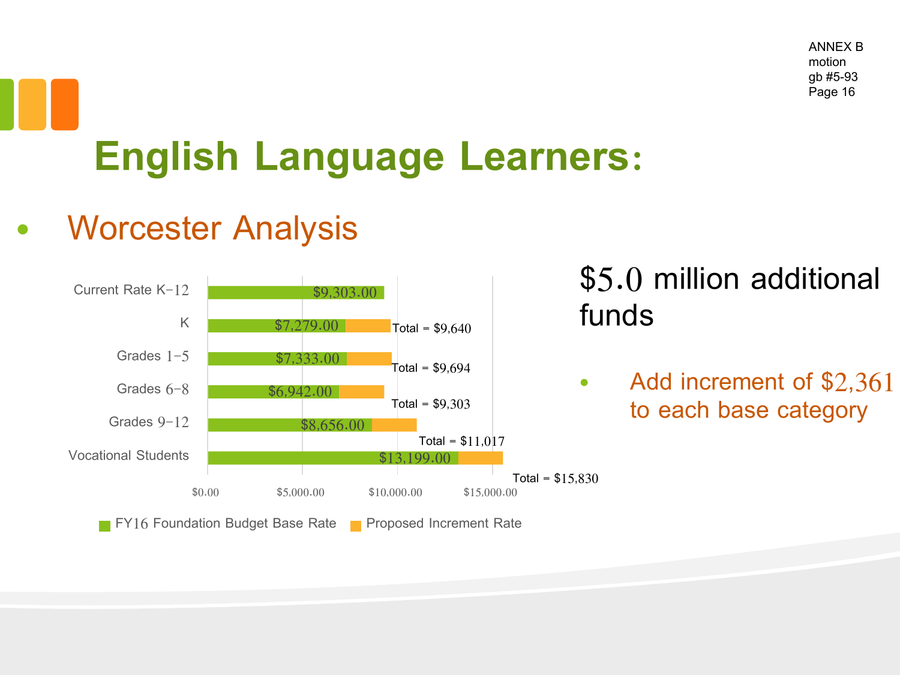ANNEX B
motion
gb #5-93
Page 16

# English Language Learners:

- Worcester Analysis

| Category | FY16 Foundation Budget Base Rate | Proposed Increment Rate | Total |
|---|---|---|---|
| Current Rate K-12 | $9,303.00 | | |
| K | $7,279.00 | | Total = $9,640 |
| Grades 1-5 | $7,333.00 | | Total = $9,694 |
| Grades 6-8 | $6,942.00 | | Total = $9,303 |
| Grades 9-12 | $8,656.00 | | Total = $11,017 |
| Vocational Students | $13,199.00 | | Total = $15,830 |

$5.0 million additional funds

- Add increment of $2,361 to each base category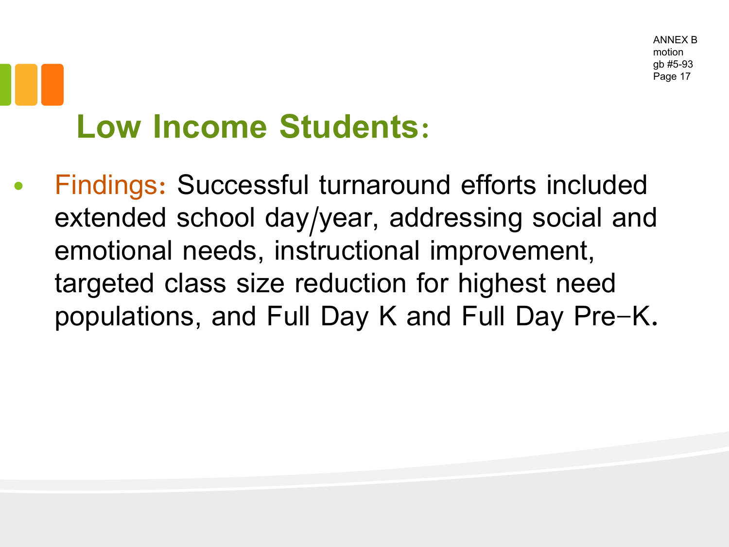ANNEX B
motion
gb #5-93
Page 17

# Low Income Students:

- Findings: Successful turnaround efforts included extended school day/year, addressing social and emotional needs, instructional improvement, targeted class size reduction for highest need populations, and Full Day K and Full Day Pre-K.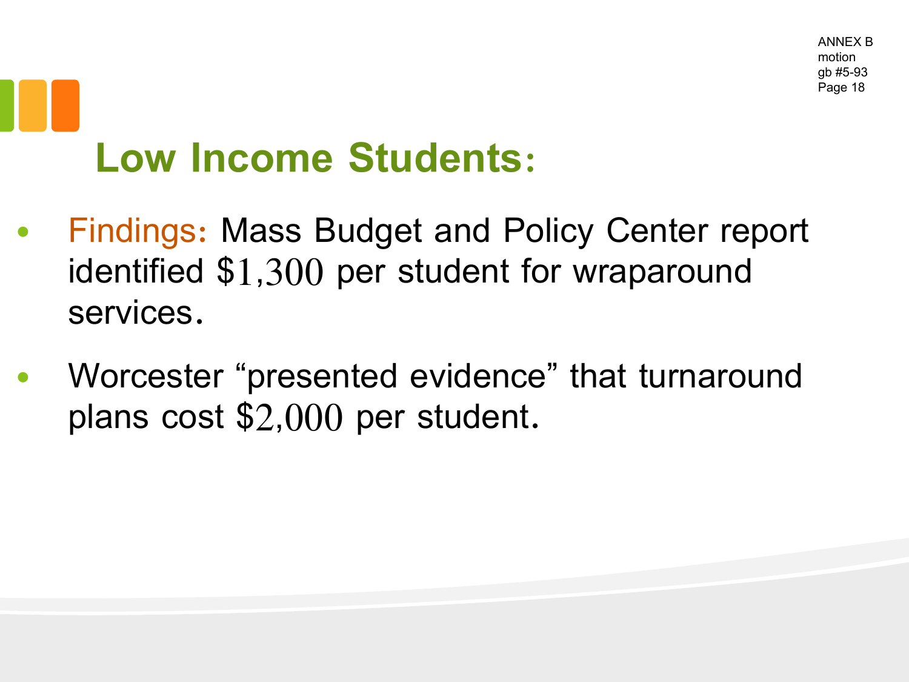ANNEX B
motion
gb #5-93
Page 18

# Low Income Students:

- Findings: Mass Budget and Policy Center report identified $1,300 per student for wraparound services.
- Worcester “presented evidence” that turnaround plans cost $2,000 per student.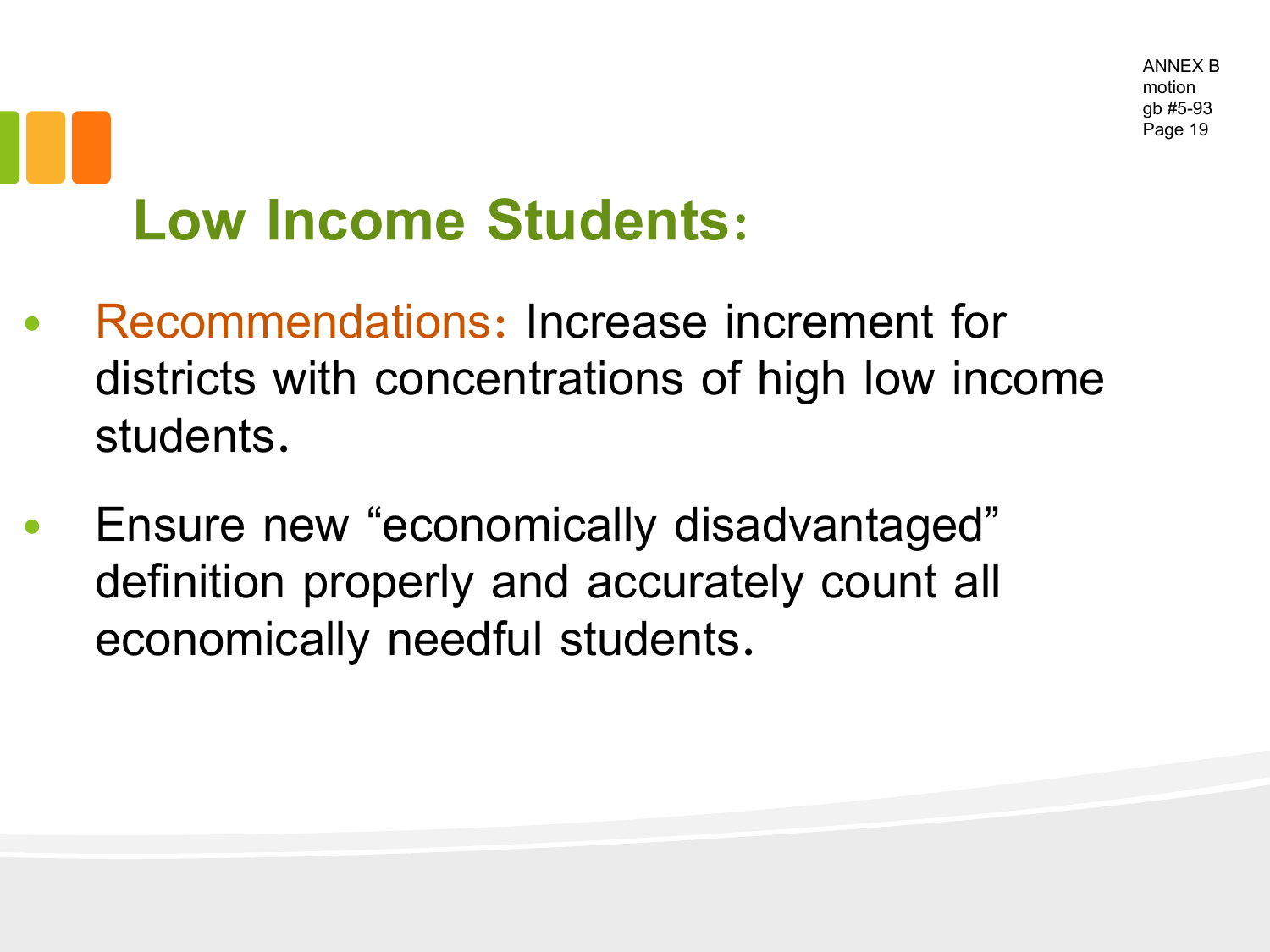ANNEX B motion gb #5-93 Page 19

# Low Income Students:

- Recommendations: Increase increment for districts with concentrations of high low income students.
- Ensure new “economically disadvantaged” definition properly and accurately count all economically needful students.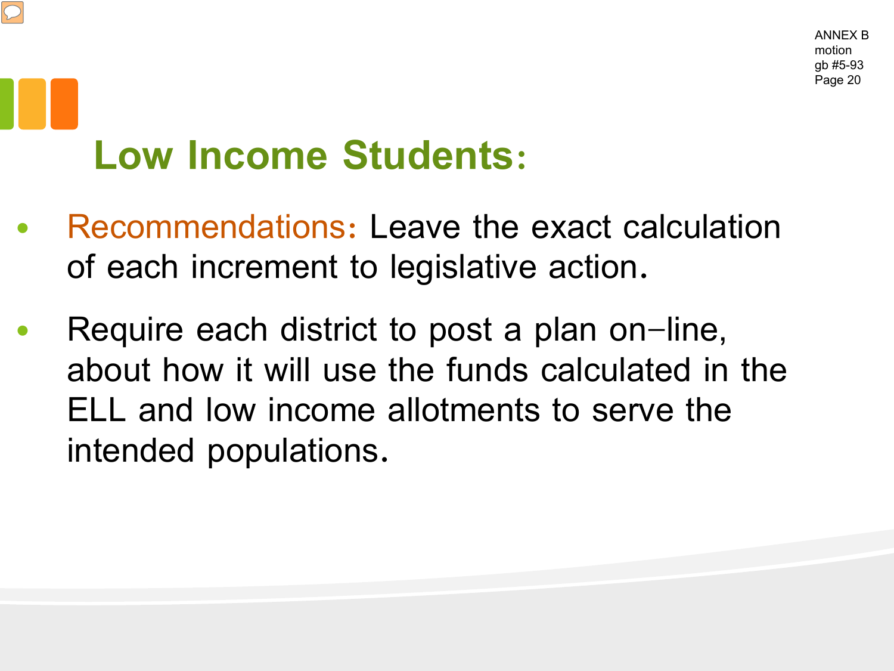ANNEX B
motion
gb #5-93
Page 20

# Low Income Students:

- Recommendations: Leave the exact calculation of each increment to legislative action.
- Require each district to post a plan on-line, about how it will use the funds calculated in the ELL and low income allotments to serve the intended populations.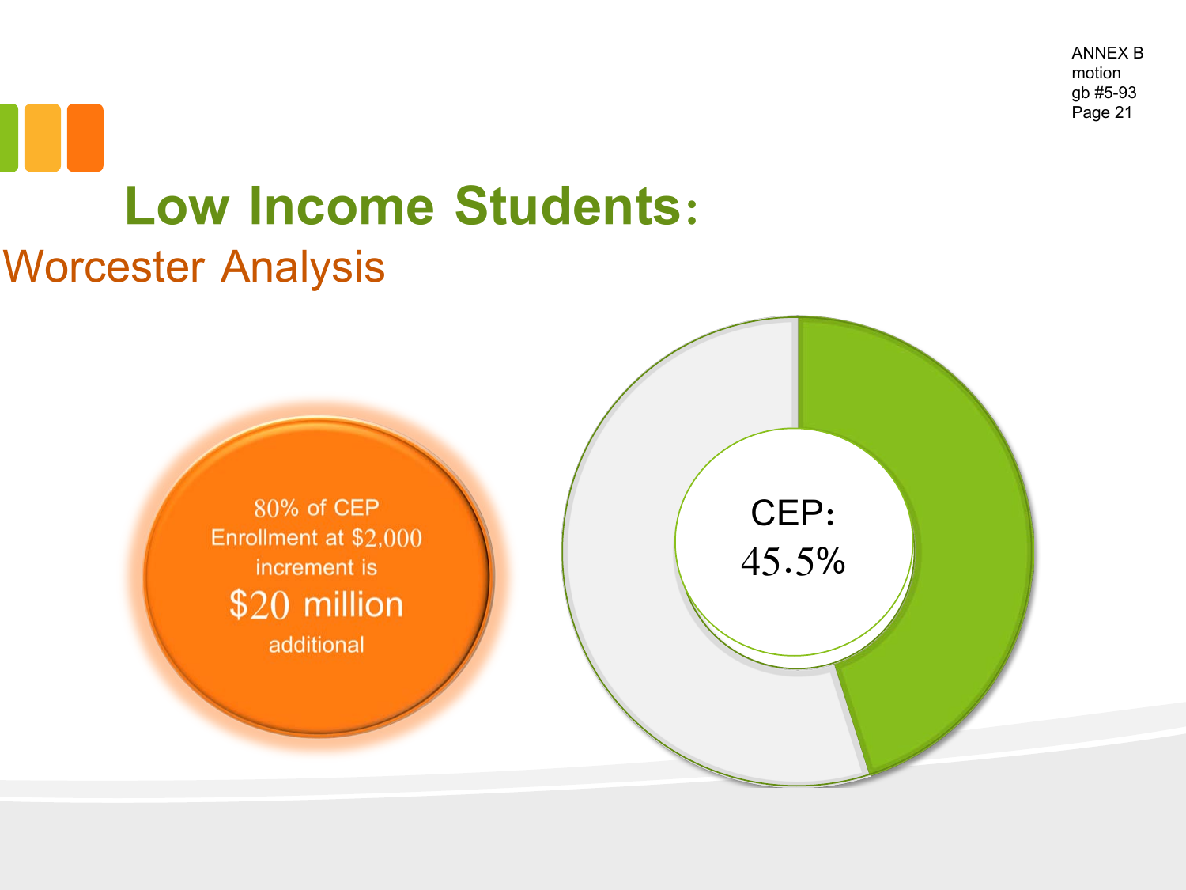ANNEX B
motion
gb #5-93

# Low Income Students:

## Worcester Analysis

80% of CEP Enrollment at $2,000 increment is

**$20 million**

additional

CEP:
45.5%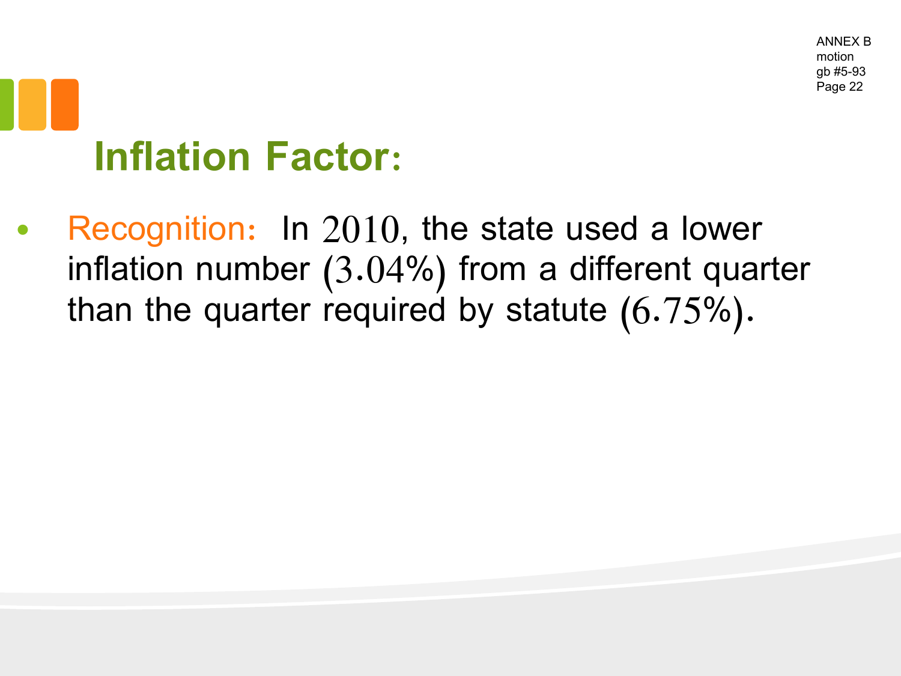ANNEX B
motion
gb #5-93

## Inflation Factor:

- Recognition: In 2010, the state used a lower inflation number (3.04%) from a different quarter than the quarter required by statute (6.75%).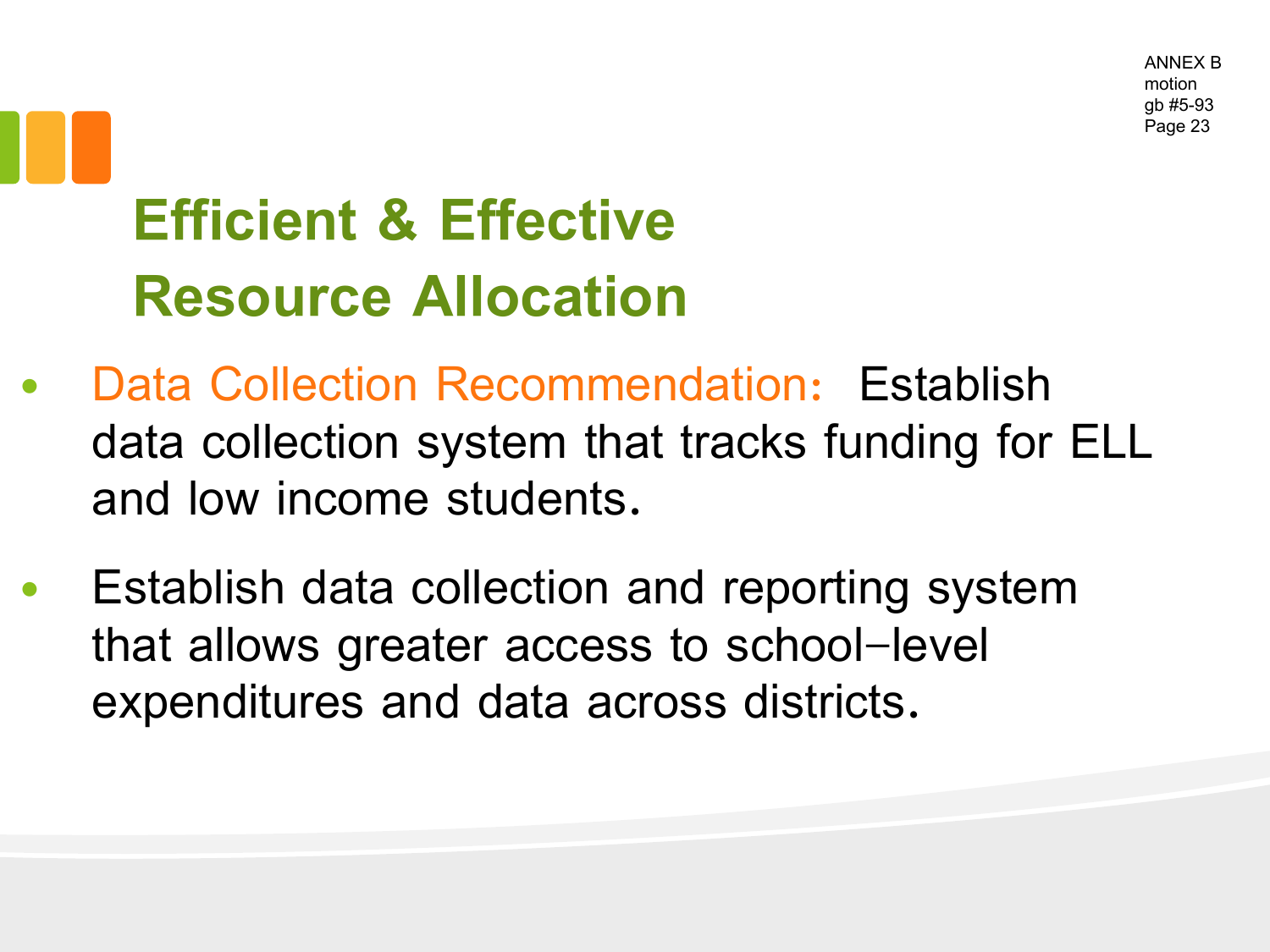# Efficient & Effective Resource Allocation

- Data Collection Recommendation: Establish data collection system that tracks funding for ELL and low income students.
- Establish data collection and reporting system that allows greater access to school-level expenditures and data across districts.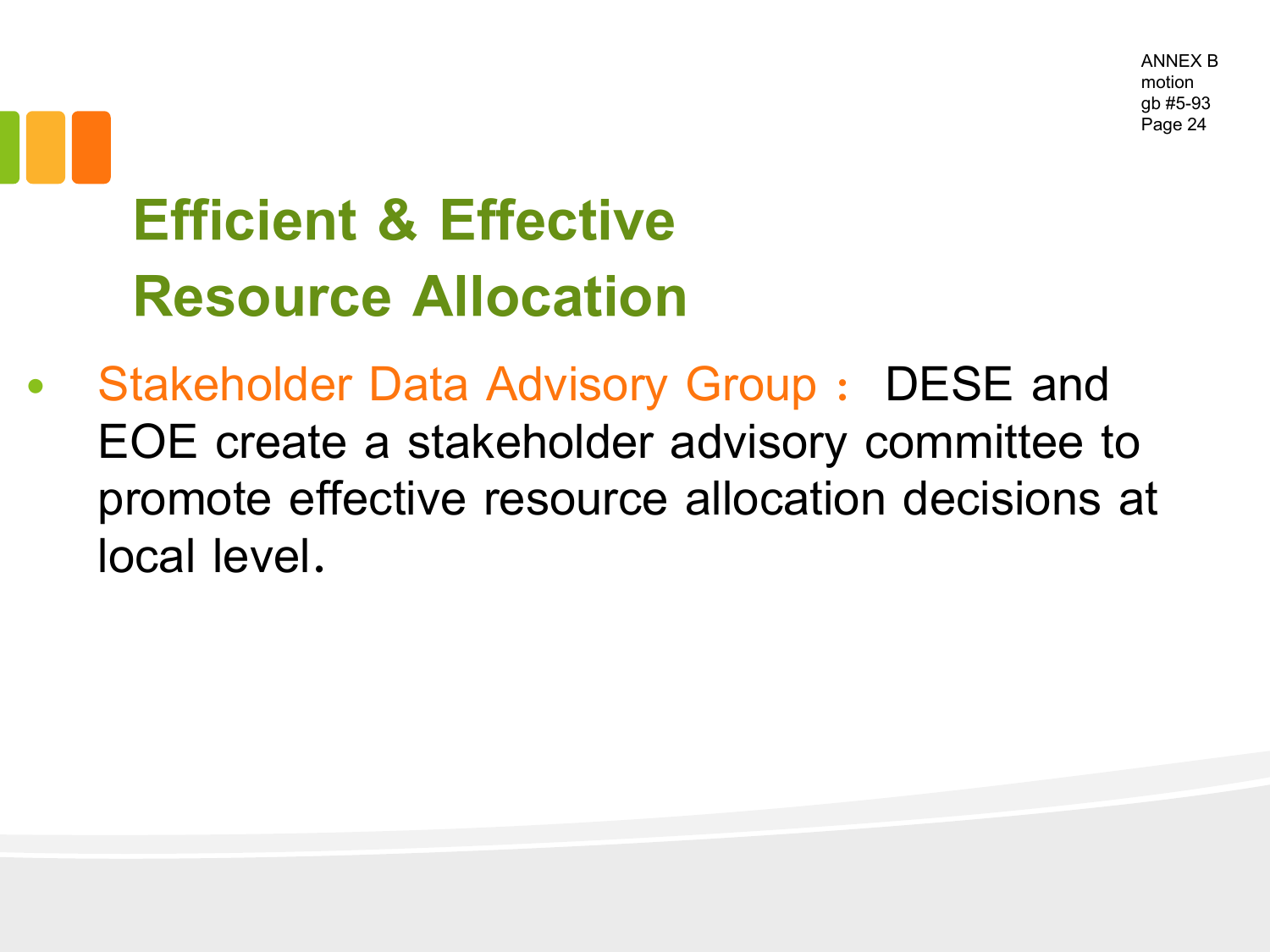ANNEX B
motion
gb #5-93
Page 24

# Efficient & Effective Resource Allocation

- Stakeholder Data Advisory Group： DESE and EOE create a stakeholder advisory committee to promote effective resource allocation decisions at local level.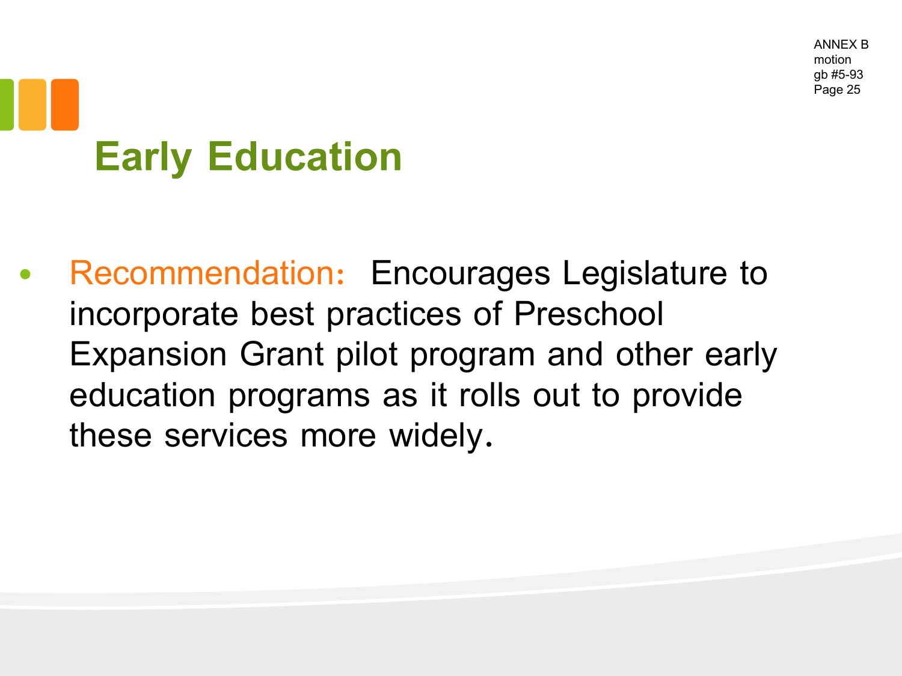ANNEX B
motion
gb #5-93
Page 25

# Early Education

- Recommendation: Encourages Legislature to incorporate best practices of Preschool Expansion Grant pilot program and other early education programs as it rolls out to provide these services more widely.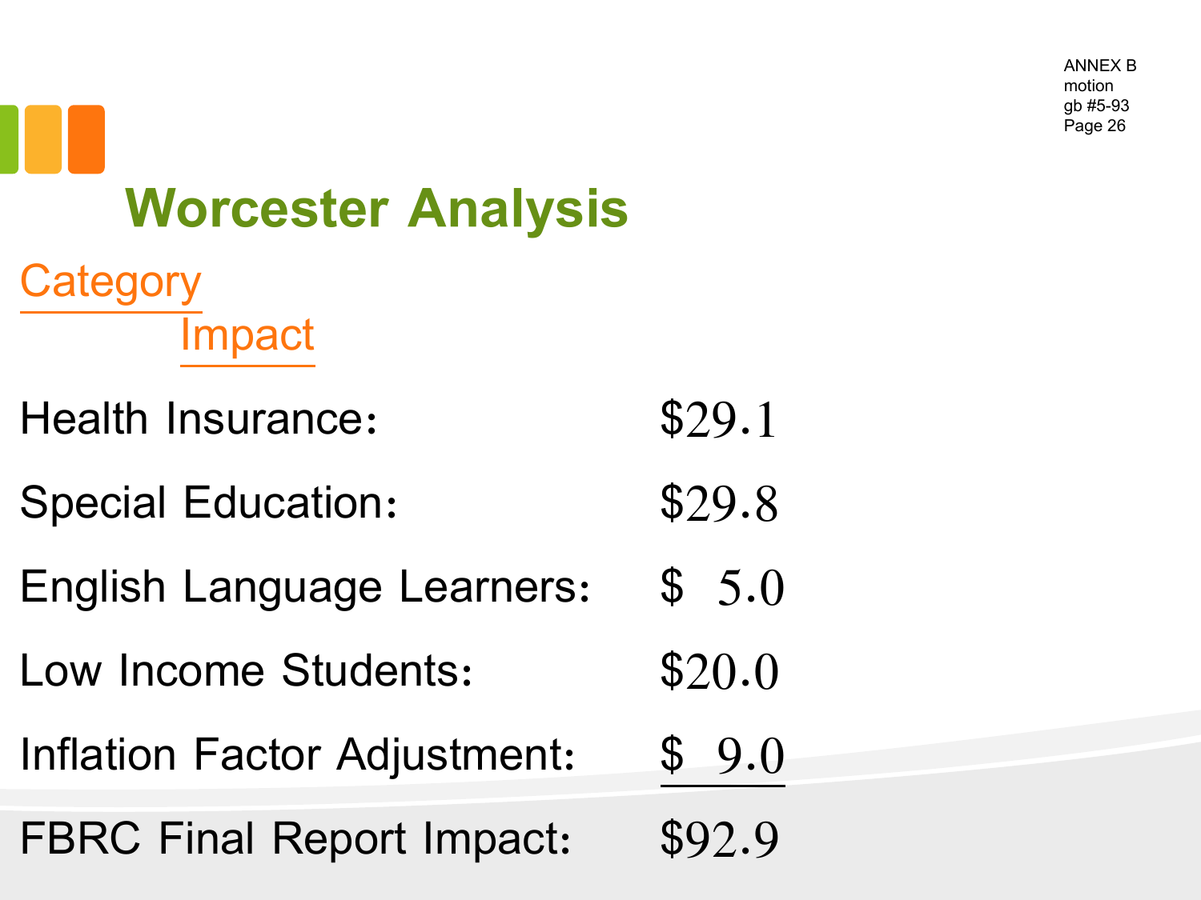ANNEX B
motion
gb #5-93
Page 26

# Worcester Analysis

| Category | Impact |
|---|---|
| Health Insurance: | $29.1 |
| Special Education: | $29.8 |
| English Language Learners: | $ 5.0 |
| Low Income Students: | $20.0 |
| Inflation Factor Adjustment: | $ 9.0 |
| FBRC Final Report Impact: | $92.9 |